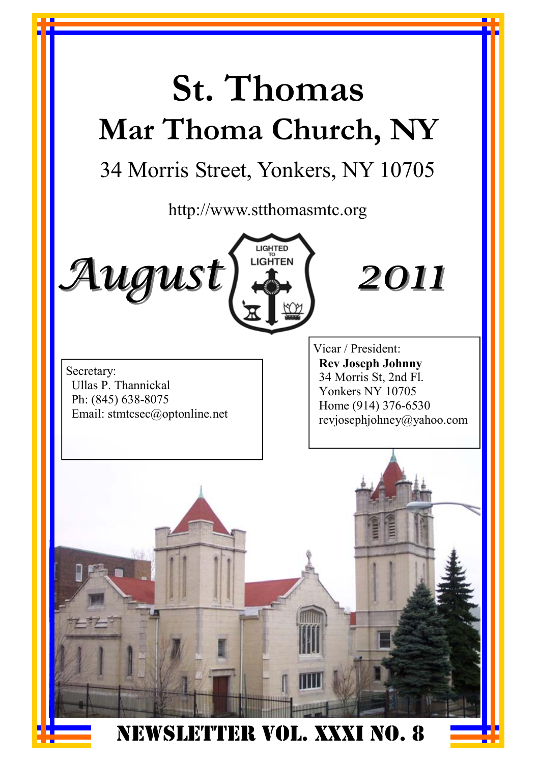# St. Thomas

## Mar Thoma Church, NY

34 Morris Street, Yonkers, NY 10705

http://www.stthomasmtc.org

***August*** LIGHTED TO LIGHTEN ***2011***

Secretary:
Ullas P. Thannickal
Ph: (845) 638-8075
Email: stmtcsec@optonline.net

Vicar / President:
**Rev Joseph Johnny**
34 Morris St, 2nd Fl.
Yonkers NY 10705
Home (914) 376-6530
revjosephjohney@yahoo.com

**NEWSLETTER VOL. XXXI NO. 8**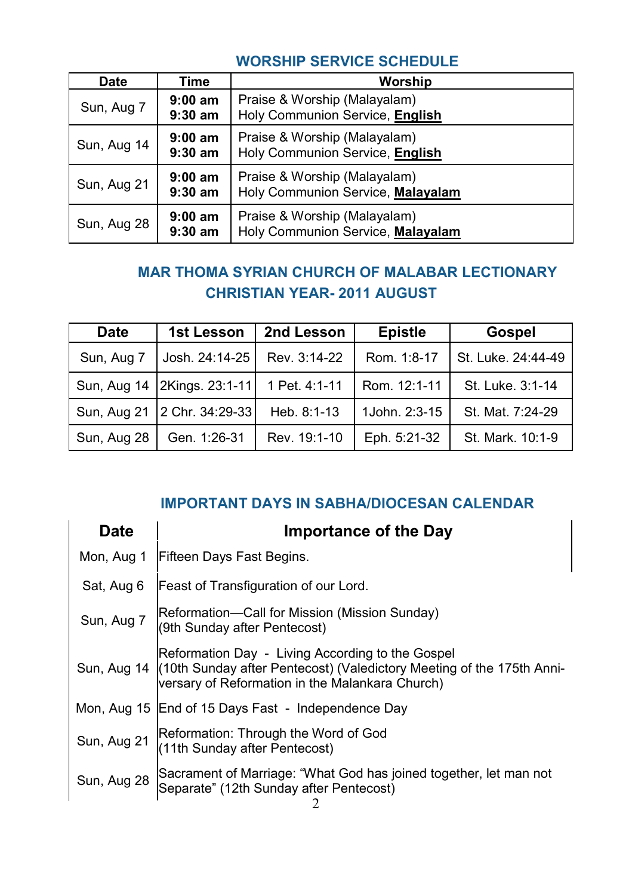## WORSHIP SERVICE SCHEDULE

| Date | Time | Worship |
|---|---|---|
| Sun, Aug 7 | **9:00 am**<br>**9:30 am** | Praise & Worship (Malayalam)<br>Holy Communion Service, **English** |
| Sun, Aug 14 | **9:00 am**<br>**9:30 am** | Praise & Worship (Malayalam)<br>Holy Communion Service, **English** |
| Sun, Aug 21 | **9:00 am**<br>**9:30 am** | Praise & Worship (Malayalam)<br>Holy Communion Service, **Malayalam** |
| Sun, Aug 28 | **9:00 am**<br>**9:30 am** | Praise & Worship (Malayalam)<br>Holy Communion Service, **Malayalam** |

## MAR THOMA SYRIAN CHURCH OF MALABAR LECTIONARY CHRISTIAN YEAR- 2011 AUGUST

| Date | 1st Lesson | 2nd Lesson | Epistle | Gospel |
|---|---|---|---|---|
| Sun, Aug 7 | Josh. 24:14-25 | Rev. 3:14-22 | Rom. 1:8-17 | St. Luke. 24:44-49 |
| Sun, Aug 14 | 2Kings. 23:1-11 | 1 Pet. 4:1-11 | Rom. 12:1-11 | St. Luke. 3:1-14 |
| Sun, Aug 21 | 2 Chr. 34:29-33 | Heb. 8:1-13 | 1John. 2:3-15 | St. Mat. 7:24-29 |
| Sun, Aug 28 | Gen. 1:26-31 | Rev. 19:1-10 | Eph. 5:21-32 | St. Mark. 10:1-9 |

## IMPORTANT DAYS IN SABHA/DIOCESAN CALENDAR

| Date | Importance of the Day |
|---|---|
| Mon, Aug 1 | Fifteen Days Fast Begins. |
| Sat, Aug 6 | Feast of Transfiguration of our Lord. |
| Sun, Aug 7 | Reformation—Call for Mission (Mission Sunday)<br>(9th Sunday after Pentecost) |
| Sun, Aug 14 | Reformation Day - Living According to the Gospel<br>(10th Sunday after Pentecost) (Valedictory Meeting of the 175th Anniversary of Reformation in the Malankara Church) |
| Mon, Aug 15 | End of 15 Days Fast - Independence Day |
| Sun, Aug 21 | Reformation: Through the Word of God<br>(11th Sunday after Pentecost) |
| Sun, Aug 28 | Sacrament of Marriage: "What God has joined together, let man not Separate" (12th Sunday after Pentecost) |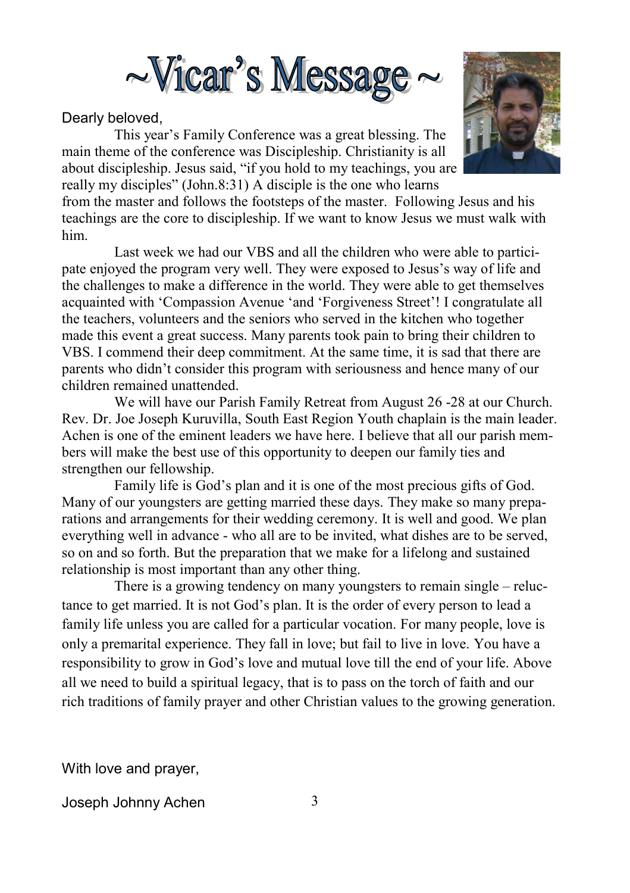# ~Vicar's Message ~

Dearly beloved,

This year's Family Conference was a great blessing. The main theme of the conference was Discipleship. Christianity is all about discipleship. Jesus said, "if you hold to my teachings, you are really my disciples" (John.8:31) A disciple is the one who learns from the master and follows the footsteps of the master. Following Jesus and his teachings are the core to discipleship. If we want to know Jesus we must walk with him.

Last week we had our VBS and all the children who were able to participate enjoyed the program very well. They were exposed to Jesus's way of life and the challenges to make a difference in the world. They were able to get themselves acquainted with 'Compassion Avenue 'and 'Forgiveness Street'! I congratulate all the teachers, volunteers and the seniors who served in the kitchen who together made this event a great success. Many parents took pain to bring their children to VBS. I commend their deep commitment. At the same time, it is sad that there are parents who didn't consider this program with seriousness and hence many of our children remained unattended.

We will have our Parish Family Retreat from August 26 -28 at our Church. Rev. Dr. Joe Joseph Kuruvilla, South East Region Youth chaplain is the main leader. Achen is one of the eminent leaders we have here. I believe that all our parish members will make the best use of this opportunity to deepen our family ties and strengthen our fellowship.

Family life is God's plan and it is one of the most precious gifts of God. Many of our youngsters are getting married these days. They make so many preparations and arrangements for their wedding ceremony. It is well and good. We plan everything well in advance - who all are to be invited, what dishes are to be served, so on and so forth. But the preparation that we make for a lifelong and sustained relationship is most important than any other thing.

There is a growing tendency on many youngsters to remain single – reluctance to get married. It is not God's plan. It is the order of every person to lead a family life unless you are called for a particular vocation. For many people, love is only a premarital experience. They fall in love; but fail to live in love. You have a responsibility to grow in God's love and mutual love till the end of your life. Above all we need to build a spiritual legacy, that is to pass on the torch of faith and our rich traditions of family prayer and other Christian values to the growing generation.

With love and prayer,

Joseph Johnny Achen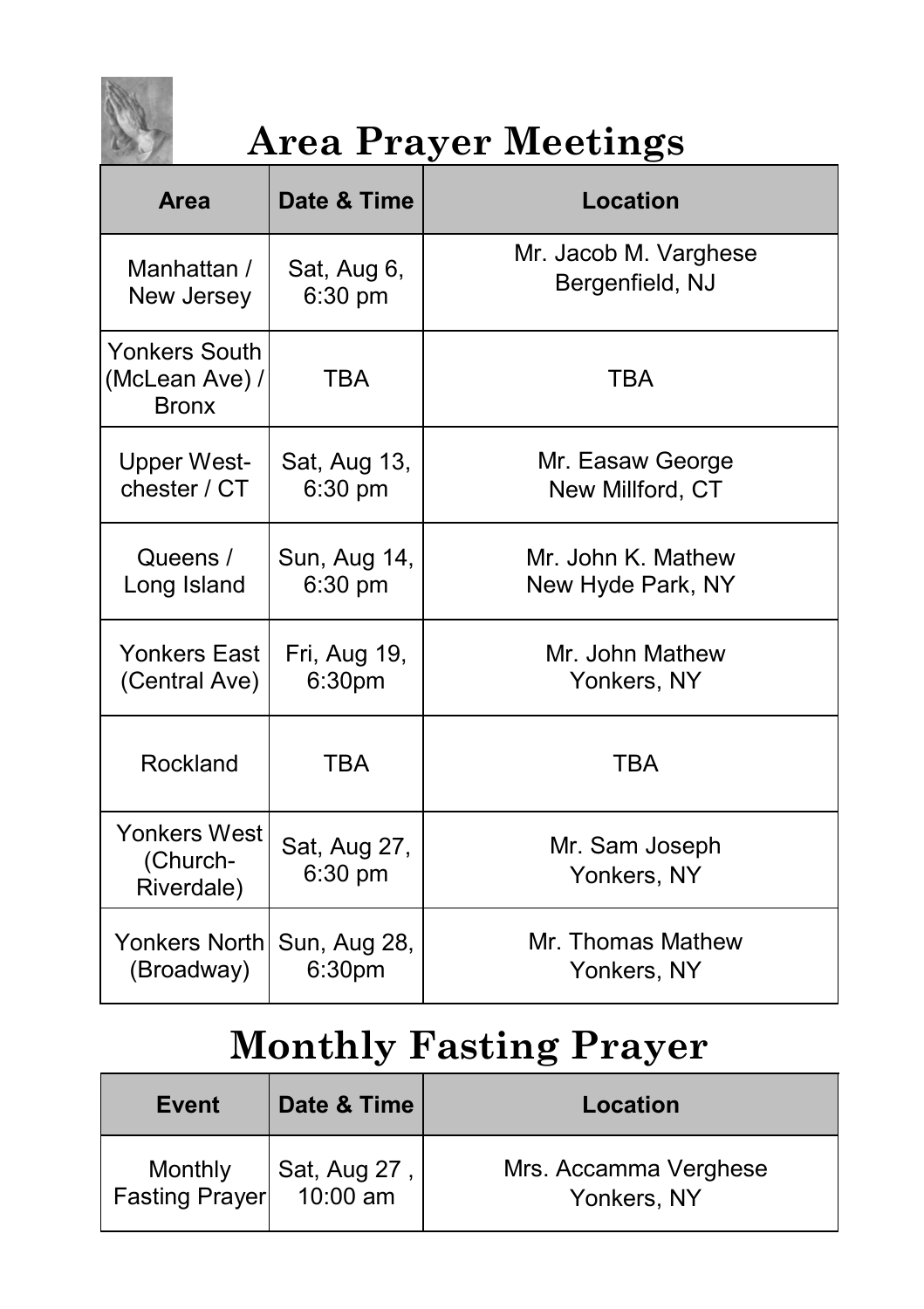# Area Prayer Meetings

| Area | Date & Time | Location |
|---|---|---|
| Manhattan / New Jersey | Sat, Aug 6, 6:30 pm | Mr. Jacob M. Varghese Bergenfield, NJ |
| Yonkers South (McLean Ave) / Bronx | TBA | TBA |
| Upper West-chester / CT | Sat, Aug 13, 6:30 pm | Mr. Easaw George New Millford, CT |
| Queens / Long Island | Sun, Aug 14, 6:30 pm | Mr. John K. Mathew New Hyde Park, NY |
| Yonkers East (Central Ave) | Fri, Aug 19, 6:30pm | Mr. John Mathew Yonkers, NY |
| Rockland | TBA | TBA |
| Yonkers West (Church-Riverdale) | Sat, Aug 27, 6:30 pm | Mr. Sam Joseph Yonkers, NY |
| Yonkers North (Broadway) | Sun, Aug 28, 6:30pm | Mr. Thomas Mathew Yonkers, NY |

# Monthly Fasting Prayer

| Event | Date & Time | Location |
|---|---|---|
| Monthly Fasting Prayer | Sat, Aug 27 , 10:00 am | Mrs. Accamma Verghese Yonkers, NY |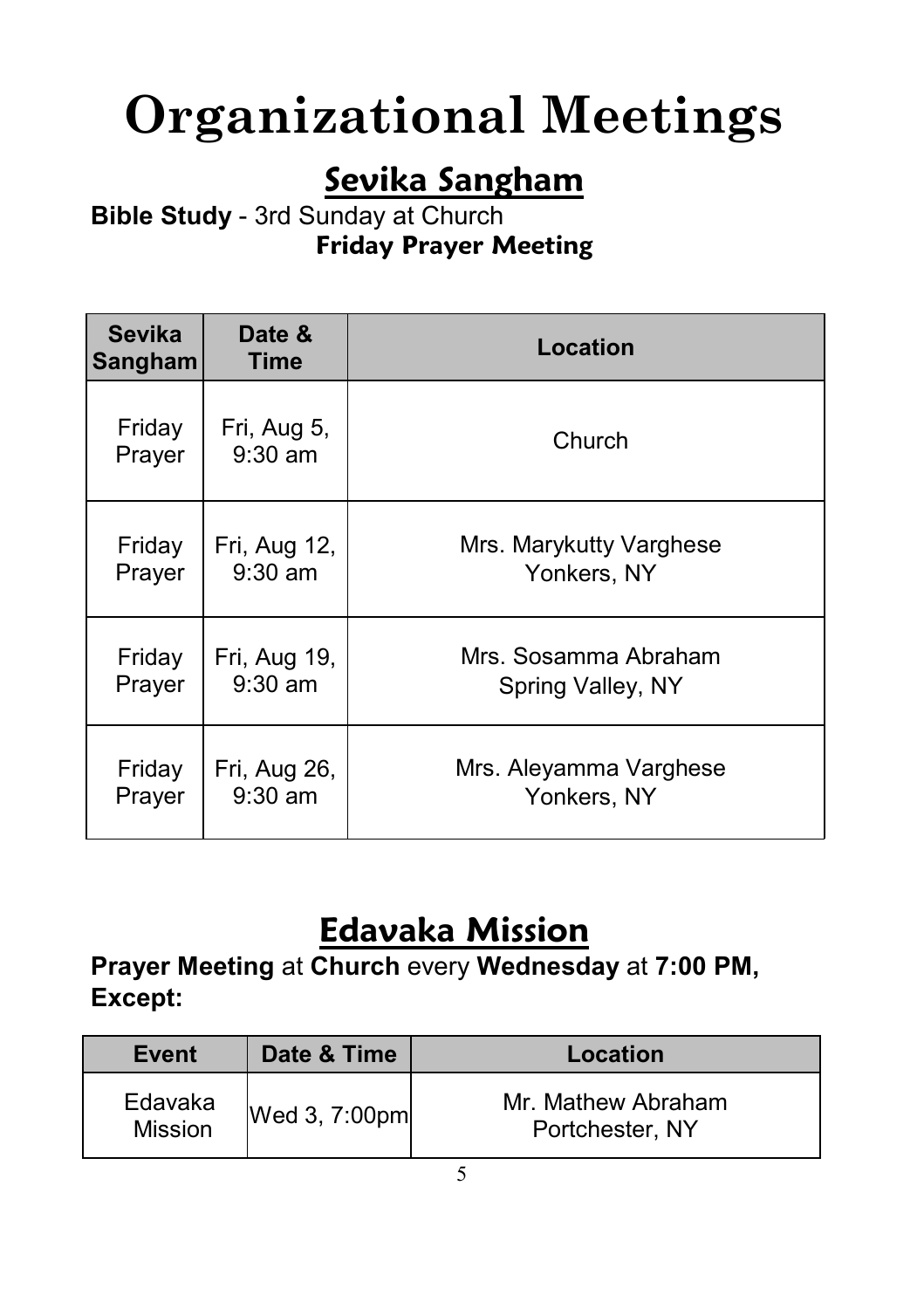# Organizational Meetings

## Sevika Sangham

**Bible Study** - 3rd Sunday at Church

**Friday Prayer Meeting**

| Sevika Sangham | Date & Time | Location |
|---|---|---|
| Friday Prayer | Fri, Aug 5, 9:30 am | Church |
| Friday Prayer | Fri, Aug 12, 9:30 am | Mrs. Marykutty Varghese Yonkers, NY |
| Friday Prayer | Fri, Aug 19, 9:30 am | Mrs. Sosamma Abraham Spring Valley, NY |
| Friday Prayer | Fri, Aug 26, 9:30 am | Mrs. Aleyamma Varghese Yonkers, NY |

## Edavaka Mission

**Prayer Meeting** at **Church** every **Wednesday** at **7:00 PM, Except:**

| Event | Date & Time | Location |
|---|---|---|
| Edavaka Mission | Wed 3, 7:00pm | Mr. Mathew Abraham Portchester, NY |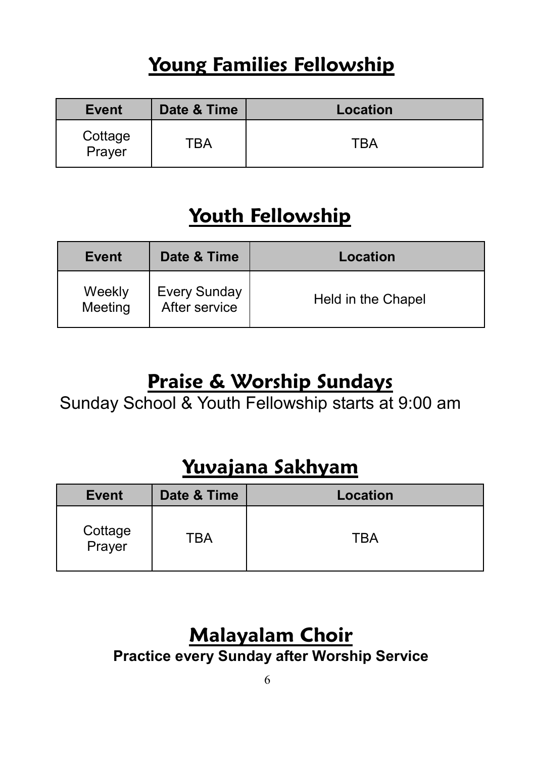## Young Families Fellowship

| Event | Date & Time | Location |
| --- | --- | --- |
| Cottage Prayer | TBA | TBA |

## Youth Fellowship

| Event | Date & Time | Location |
| --- | --- | --- |
| Weekly Meeting | Every Sunday After service | Held in the Chapel |

## Praise & Worship Sundays

Sunday School & Youth Fellowship starts at 9:00 am

## Yuvajana Sakhyam

| Event | Date & Time | Location |
| --- | --- | --- |
| Cottage Prayer | TBA | TBA |

## Malayalam Choir

**Practice every Sunday after Worship Service**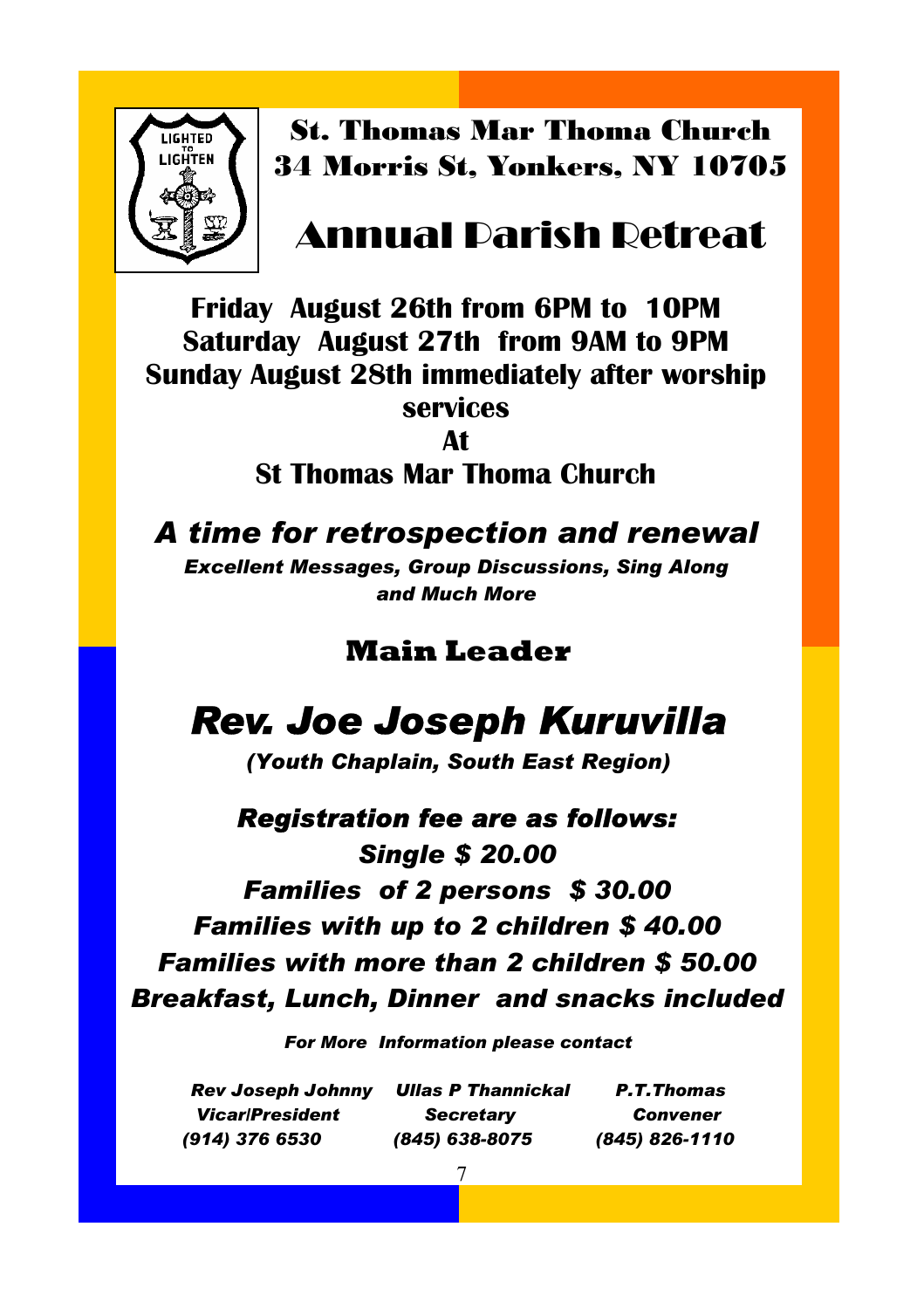**St. Thomas Mar Thoma Church**
**34 Morris St, Yonkers, NY 10705**

# Annual Parish Retreat

**Friday August 26th from 6PM to 10PM**
**Saturday August 27th from 9AM to 9PM**
**Sunday August 28th immediately after worship services**
**At**
**St Thomas Mar Thoma Church**

## *A time for retrospection and renewal*

***Excellent Messages, Group Discussions, Sing Along and Much More***

### Main Leader

## *Rev. Joe Joseph Kuruvilla*

***(Youth Chaplain, South East Region)***

***Registration fee are as follows:***
***Single $ 20.00***
***Families of 2 persons $ 30.00***
***Families with up to 2 children $ 40.00***
***Families with more than 2 children $ 50.00***
***Breakfast, Lunch, Dinner and snacks included***

***For More Information please contact***

| *Rev Joseph Johnny* | *Ullas P Thannickal* | *P.T.Thomas* |
|---|---|---|
| *Vicar/President* | *Secretary* | *Convener* |
| *(914) 376 6530* | *(845) 638-8075* | *(845) 826-1110* |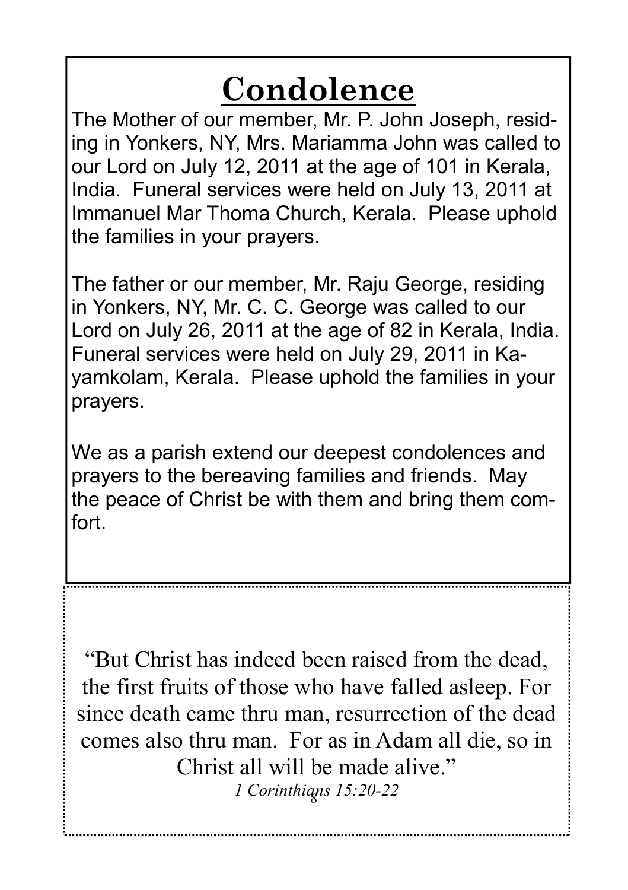# Condolence

The Mother of our member, Mr. P. John Joseph, residing in Yonkers, NY, Mrs. Mariamma John was called to our Lord on July 12, 2011 at the age of 101 in Kerala, India. Funeral services were held on July 13, 2011 at Immanuel Mar Thoma Church, Kerala. Please uphold the families in your prayers.

The father or our member, Mr. Raju George, residing in Yonkers, NY, Mr. C. C. George was called to our Lord on July 26, 2011 at the age of 82 in Kerala, India. Funeral services were held on July 29, 2011 in Kayamkolam, Kerala. Please uphold the families in your prayers.

We as a parish extend our deepest condolences and prayers to the bereaving families and friends. May the peace of Christ be with them and bring them comfort.

"But Christ has indeed been raised from the dead, the first fruits of those who have falled asleep. For since death came thru man, resurrection of the dead comes also thru man. For as in Adam all die, so in Christ all will be made alive."

*1 Corinthians 15:20-22*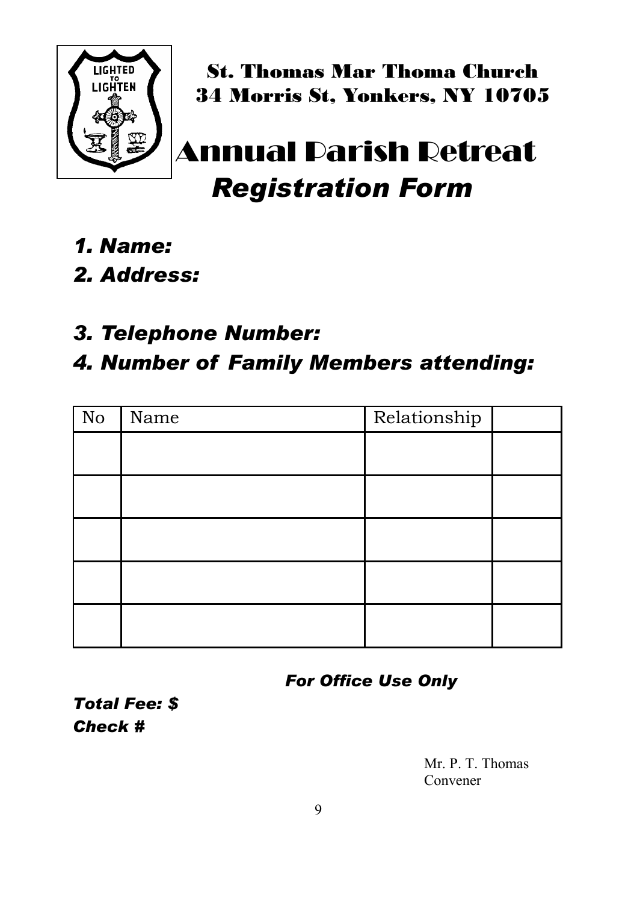St. Thomas Mar Thoma Church
34 Morris St, Yonkers, NY 10705

# Annual Parish Retreat
## *Registration Form*

*1. Name:*

*2. Address:*

*3. Telephone Number:*

*4. Number of Family Members attending:*

| No | Name | Relationship | |
|---|---|---|---|
| | | | |
| | | | |
| | | | |
| | | | |
| | | | |

***For Office Use Only***

***Total Fee: $***
***Check #***

Mr. P. T. Thomas
Convener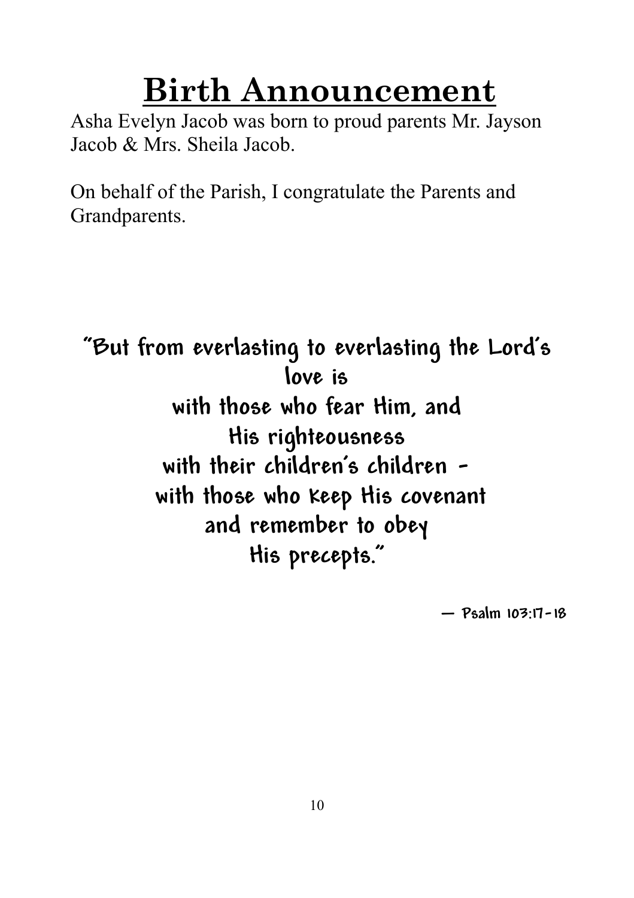# Birth Announcement

Asha Evelyn Jacob was born to proud parents Mr. Jayson Jacob & Mrs. Sheila Jacob.

On behalf of the Parish, I congratulate the Parents and Grandparents.

**"But from everlasting to everlasting the Lord's love is
with those who fear Him, and
His righteousness
with their children's children -
with those who keep His covenant
and remember to obey
His precepts."**

**— Psalm 103:17-18**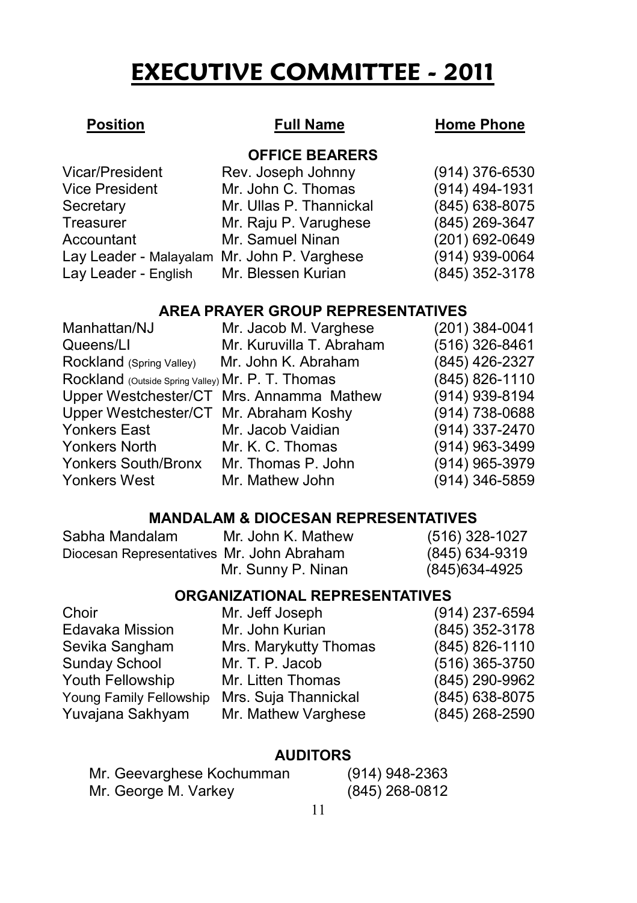# EXECUTIVE COMMITTEE - 2011

| Position | Full Name | Home Phone |
|---|---|---|
| **OFFICE BEARERS** | | |
| Vicar/President | Rev. Joseph Johnny | (914) 376-6530 |
| Vice President | Mr. John C. Thomas | (914) 494-1931 |
| Secretary | Mr. Ullas P. Thannickal | (845) 638-8075 |
| Treasurer | Mr. Raju P. Varughese | (845) 269-3647 |
| Accountant | Mr. Samuel Ninan | (201) 692-0649 |
| Lay Leader - Malayalam | Mr. John P. Varghese | (914) 939-0064 |
| Lay Leader - English | Mr. Blessen Kurian | (845) 352-3178 |
| **AREA PRAYER GROUP REPRESENTATIVES** | | |
| Manhattan/NJ | Mr. Jacob M. Varghese | (201) 384-0041 |
| Queens/LI | Mr. Kuruvilla T. Abraham | (516) 326-8461 |
| Rockland (Spring Valley) | Mr. John K. Abraham | (845) 426-2327 |
| Rockland (Outside Spring Valley) | Mr. P. T. Thomas | (845) 826-1110 |
| Upper Westchester/CT | Mrs. Annamma Mathew | (914) 939-8194 |
| Upper Westchester/CT | Mr. Abraham Koshy | (914) 738-0688 |
| Yonkers East | Mr. Jacob Vaidian | (914) 337-2470 |
| Yonkers North | Mr. K. C. Thomas | (914) 963-3499 |
| Yonkers South/Bronx | Mr. Thomas P. John | (914) 965-3979 |
| Yonkers West | Mr. Mathew John | (914) 346-5859 |
| **MANDALAM & DIOCESAN REPRESENTATIVES** | | |
| Sabha Mandalam | Mr. John K. Mathew | (516) 328-1027 |
| Diocesan Representatives | Mr. John Abraham | (845) 634-9319 |
| | Mr. Sunny P. Ninan | (845)634-4925 |
| **ORGANIZATIONAL REPRESENTATIVES** | | |
| Choir | Mr. Jeff Joseph | (914) 237-6594 |
| Edavaka Mission | Mr. John Kurian | (845) 352-3178 |
| Sevika Sangham | Mrs. Marykutty Thomas | (845) 826-1110 |
| Sunday School | Mr. T. P. Jacob | (516) 365-3750 |
| Youth Fellowship | Mr. Litten Thomas | (845) 290-9962 |
| Young Family Fellowship | Mrs. Suja Thannickal | (845) 638-8075 |
| Yuvajana Sakhyam | Mr. Mathew Varghese | (845) 268-2590 |

**AUDITORS**

| Name | Home Phone |
|---|---|
| Mr. Geevarghese Kochumman | (914) 948-2363 |
| Mr. George M. Varkey | (845) 268-0812 |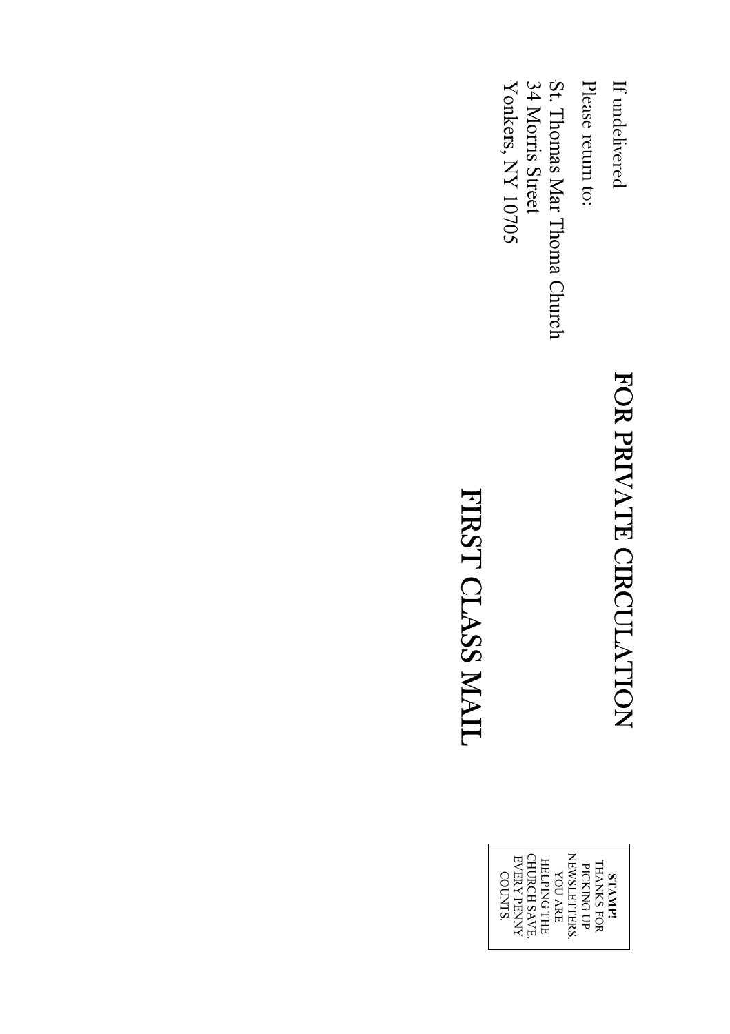If undelivered

Please return to:

St. Thomas Mar Thoma Church
34 Morris Street
Yonkers, NY 10705

**FOR PRIVATE CIRCULATION**

**FIRST CLASS MAIL**

**STAMP!**
THANKS FOR PICKING UP NEWSLETTERS. YOU ARE HELPING THE CHURCH SAVE. EVERY PENNY COUNTS.